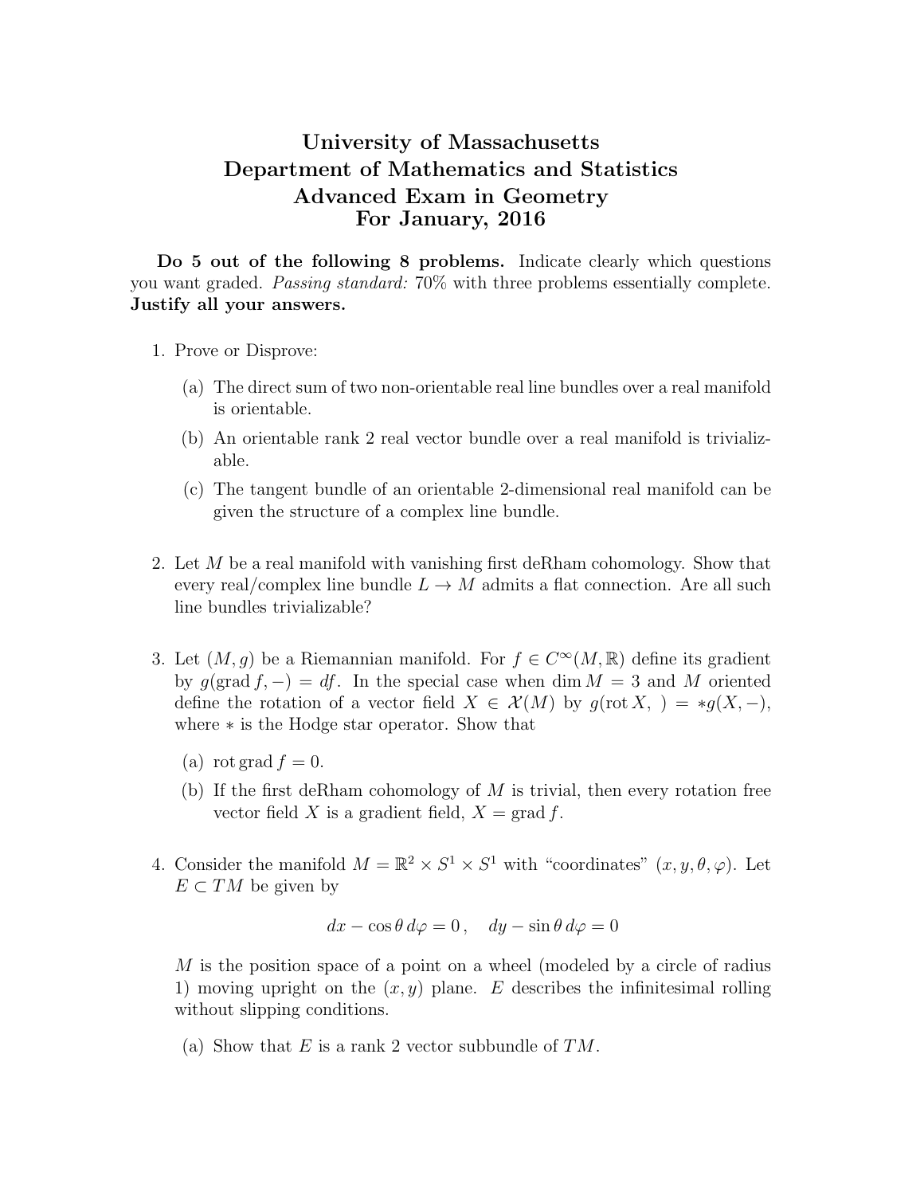# University of Massachusetts
# Department of Mathematics and Statistics
# Advanced Exam in Geometry
# For January, 2016

**Do 5 out of the following 8 problems.** Indicate clearly which questions you want graded. *Passing standard:* 70% with three problems essentially complete. **Justify all your answers.**

1. Prove or Disprove:

   (a) The direct sum of two non-orientable real line bundles over a real manifold is orientable.

   (b) An orientable rank 2 real vector bundle over a real manifold is trivializable.

   (c) The tangent bundle of an orientable 2-dimensional real manifold can be given the structure of a complex line bundle.

2. Let $M$ be a real manifold with vanishing first deRham cohomology. Show that every real/complex line bundle $L \to M$ admits a flat connection. Are all such line bundles trivializable?

3. Let $(M, g)$ be a Riemannian manifold. For $f \in C^\infty(M, \mathbb{R})$ define its gradient by $g(\operatorname{grad} f, -) = df$. In the special case when $\dim M = 3$ and $M$ oriented define the rotation of a vector field $X \in \mathcal{X}(M)$ by $g(\operatorname{rot} X, \ ) = *g(X, -)$, where $*$ is the Hodge star operator. Show that

   (a) $\operatorname{rot} \operatorname{grad} f = 0$.

   (b) If the first deRham cohomology of $M$ is trivial, then every rotation free vector field $X$ is a gradient field, $X = \operatorname{grad} f$.

4. Consider the manifold $M = \mathbb{R}^2 \times S^1 \times S^1$ with "coordinates" $(x, y, \theta, \varphi)$. Let $E \subset TM$ be given by

$$dx - \cos\theta \, d\varphi = 0 \,, \quad dy - \sin\theta \, d\varphi = 0$$

   $M$ is the position space of a point on a wheel (modeled by a circle of radius 1) moving upright on the $(x, y)$ plane. $E$ describes the infinitesimal rolling without slipping conditions.

   (a) Show that $E$ is a rank 2 vector subbundle of $TM$.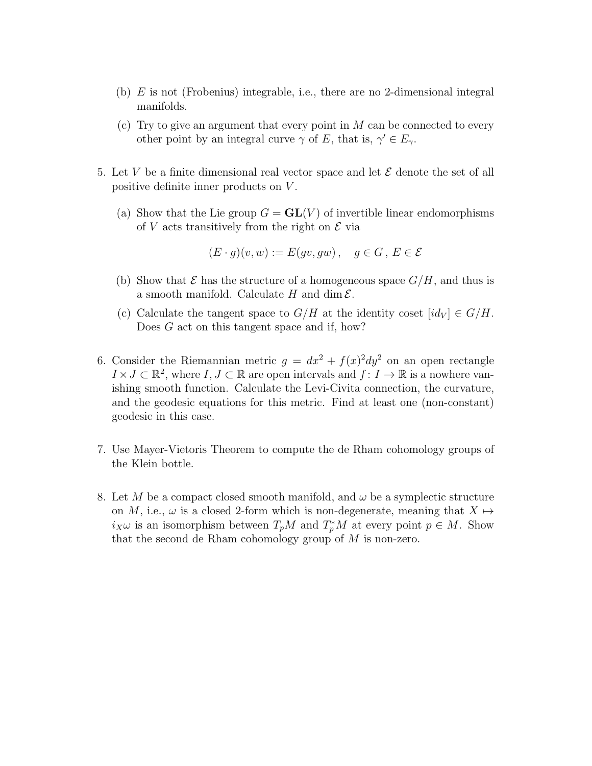(b) $E$ is not (Frobenius) integrable, i.e., there are no 2-dimensional integral manifolds.

(c) Try to give an argument that every point in $M$ can be connected to every other point by an integral curve $\gamma$ of $E$, that is, $\gamma' \in E_\gamma$.

5. Let $V$ be a finite dimensional real vector space and let $\mathcal{E}$ denote the set of all positive definite inner products on $V$.

   (a) Show that the Lie group $G = \mathbf{GL}(V)$ of invertible linear endomorphisms of $V$ acts transitively from the right on $\mathcal{E}$ via

   $$(E \cdot g)(v, w) := E(gv, gw), \quad g \in G, \, E \in \mathcal{E}$$

   (b) Show that $\mathcal{E}$ has the structure of a homogeneous space $G/H$, and thus is a smooth manifold. Calculate $H$ and $\dim \mathcal{E}$.

   (c) Calculate the tangent space to $G/H$ at the identity coset $[id_V] \in G/H$. Does $G$ act on this tangent space and if, how?

6. Consider the Riemannian metric $g = dx^2 + f(x)^2 dy^2$ on an open rectangle $I \times J \subset \mathbb{R}^2$, where $I, J \subset \mathbb{R}$ are open intervals and $f \colon I \to \mathbb{R}$ is a nowhere vanishing smooth function. Calculate the Levi-Civita connection, the curvature, and the geodesic equations for this metric. Find at least one (non-constant) geodesic in this case.

7. Use Mayer-Vietoris Theorem to compute the de Rham cohomology groups of the Klein bottle.

8. Let $M$ be a compact closed smooth manifold, and $\omega$ be a symplectic structure on $M$, i.e., $\omega$ is a closed 2-form which is non-degenerate, meaning that $X \mapsto i_X\omega$ is an isomorphism between $T_pM$ and $T_p^*M$ at every point $p \in M$. Show that the second de Rham cohomology group of $M$ is non-zero.